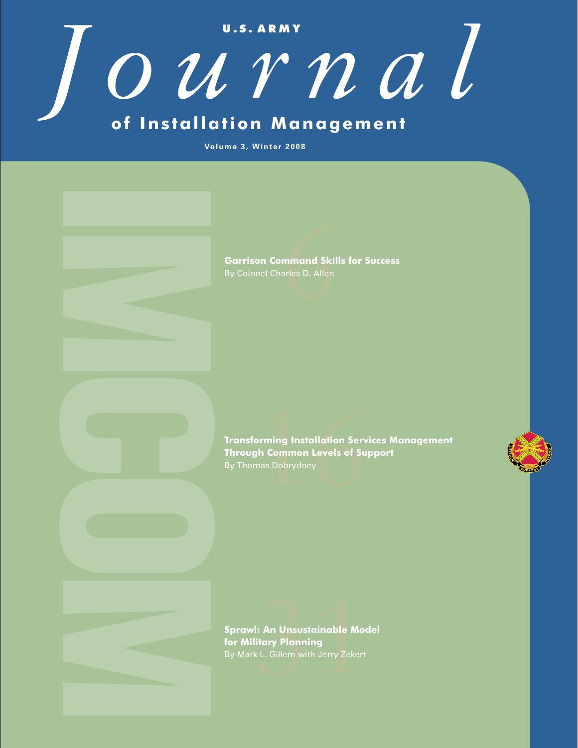U.S. ARMY

# Journal of Installation Management

**Volume 3, Winter 2008**

6

**Garrison Command Skills for Success**
By Colonel Charles D. Allen

16

**Transforming Installation Services Management Through Common Levels of Support**
By Thomas Dobrydney

31

**Sprawl: An Unsustainable Model for Military Planning**
By Mark L. Gillem with Jerry Zekert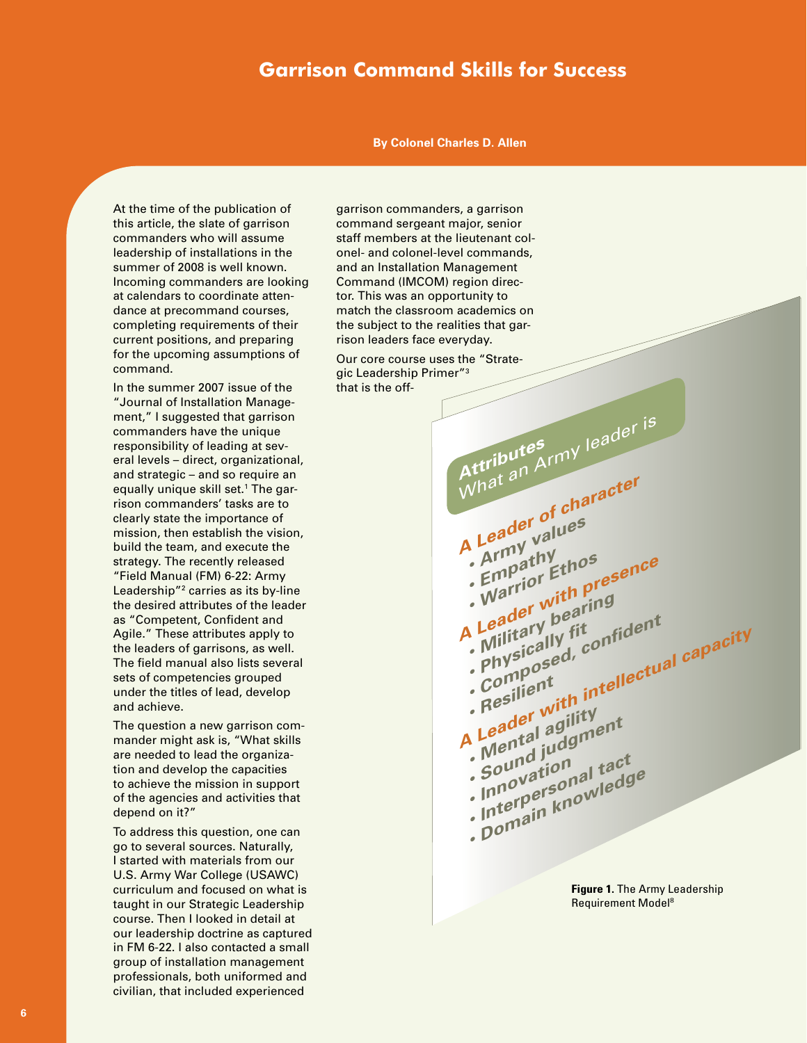# Garrison Command Skills for Success

**By Colonel Charles D. Allen**

At the time of the publication of this article, the slate of garrison commanders who will assume leadership of installations in the summer of 2008 is well known. Incoming commanders are looking at calendars to coordinate attendance at precommand courses, completing requirements of their current positions, and preparing for the upcoming assumptions of command.

In the summer 2007 issue of the "Journal of Installation Management," I suggested that garrison commanders have the unique responsibility of leading at several levels – direct, organizational, and strategic – and so require an equally unique skill set.[1] The garrison commanders' tasks are to clearly state the importance of mission, then establish the vision, build the team, and execute the strategy. The recently released "Field Manual (FM) 6-22: Army Leadership"[2] carries as its by-line the desired attributes of the leader as "Competent, Confident and Agile." These attributes apply to the leaders of garrisons, as well. The field manual also lists several sets of competencies grouped under the titles of lead, develop and achieve.

The question a new garrison commander might ask is, "What skills are needed to lead the organization and develop the capacities to achieve the mission in support of the agencies and activities that depend on it?"

To address this question, one can go to several sources. Naturally, I started with materials from our U.S. Army War College (USAWC) curriculum and focused on what is taught in our Strategic Leadership course. Then I looked in detail at our leadership doctrine as captured in FM 6-22. I also contacted a small group of installation management professionals, both uniformed and civilian, that included experienced garrison commanders, a garrison command sergeant major, senior staff members at the lieutenant colonel- and colonel-level commands, and an Installation Management Command (IMCOM) region director. This was an opportunity to match the classroom academics on the subject to the realities that garrison leaders face everyday.

Our core course uses the "Strategic Leadership Primer"[3] that is the off-

**Attributes**
What an Army leader is

**A Leader of character**
- Army values
- Empathy
- Warrior Ethos

**A Leader with presence**
- Military bearing
- Physically fit
- Composed, confident
- Resilient

**A Leader with intellectual capacity**
- Mental agility
- Sound judgment
- Innovation
- Interpersonal tact
- Domain knowledge

**Figure 1.** The Army Leadership Requirement Model[8]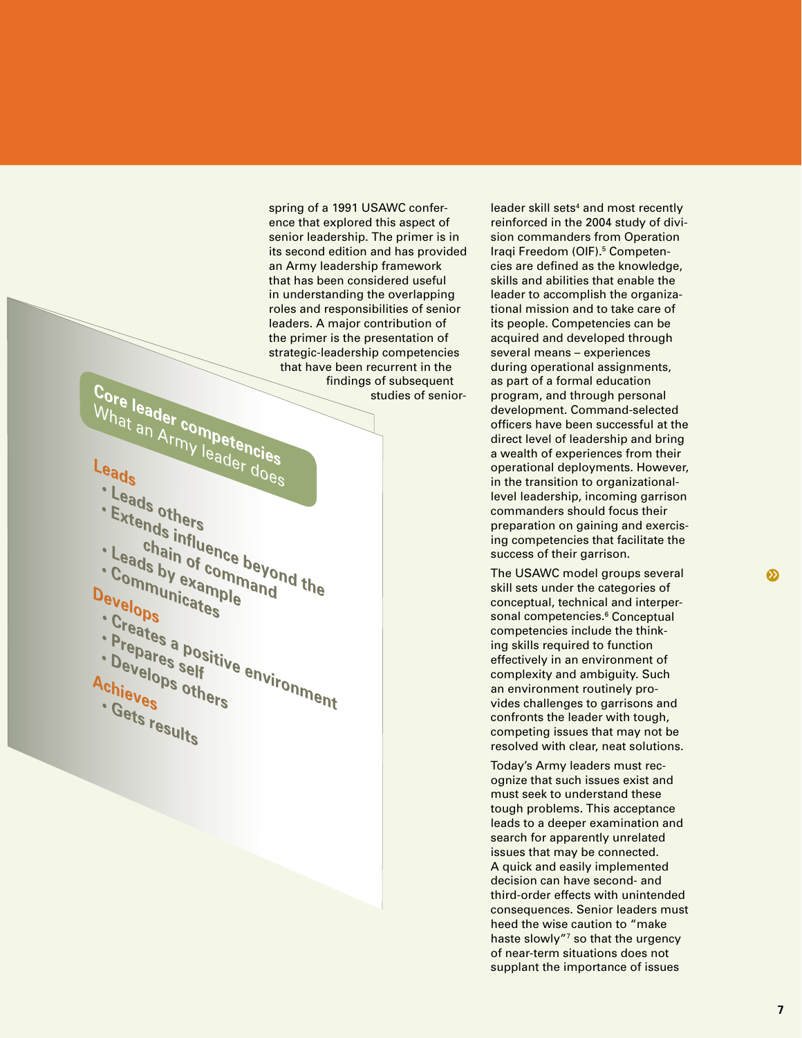spring of a 1991 USAWC conference that explored this aspect of senior leadership. The primer is in its second edition and has provided an Army leadership framework that has been considered useful in understanding the overlapping roles and responsibilities of senior leaders. A major contribution of the primer is the presentation of strategic-leadership competencies that have been recurrent in the findings of subsequent studies of senior-leader skill sets[4] and most recently reinforced in the 2004 study of division commanders from Operation Iraqi Freedom (OIF).[5] Competencies are defined as the knowledge, skills and abilities that enable the leader to accomplish the organizational mission and to take care of its people. Competencies can be acquired and developed through several means – experiences during operational assignments, as part of a formal education program, and through personal development. Command-selected officers have been successful at the direct level of leadership and bring a wealth of experiences from their operational deployments. However, in the transition to organizational-level leadership, incoming garrison commanders should focus their preparation on gaining and exercising competencies that facilitate the success of their garrison.

**Core leader competencies**
What an Army leader does

**Leads**
- Leads others
- Extends influence beyond the chain of command
- Leads by example
- Communicates

**Develops**
- Creates a positive environment
- Prepares self
- Develops others

**Achieves**
- Gets results

The USAWC model groups several skill sets under the categories of conceptual, technical and interpersonal competencies.[6] Conceptual competencies include the thinking skills required to function effectively in an environment of complexity and ambiguity. Such an environment routinely provides challenges to garrisons and confronts the leader with tough, competing issues that may not be resolved with clear, neat solutions.

Today's Army leaders must recognize that such issues exist and must seek to understand these tough problems. This acceptance leads to a deeper examination and search for apparently unrelated issues that may be connected. A quick and easily implemented decision can have second- and third-order effects with unintended consequences. Senior leaders must heed the wise caution to "make haste slowly"[7] so that the urgency of near-term situations does not supplant the importance of issues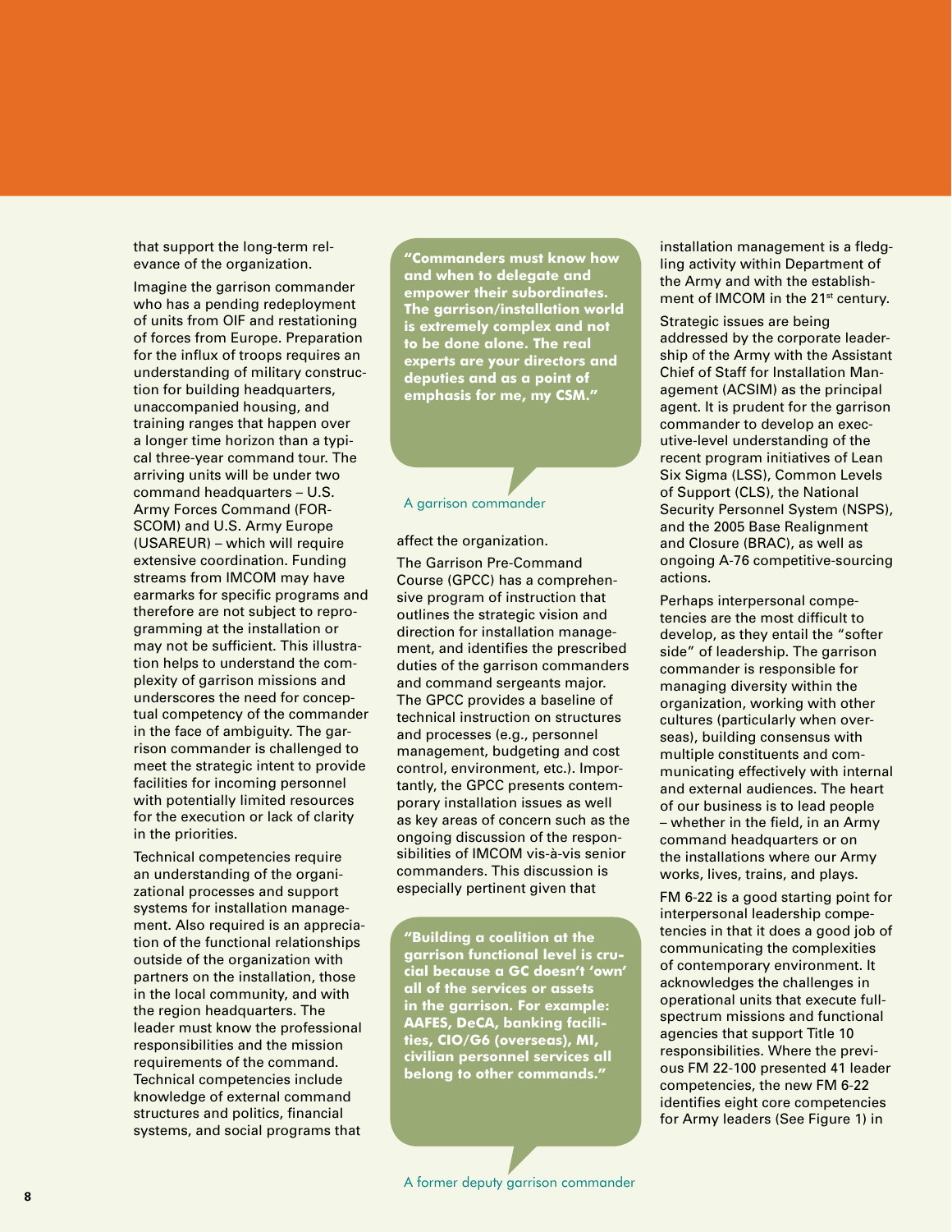that support the long-term relevance of the organization.

Imagine the garrison commander who has a pending redeployment of units from OIF and restationing of forces from Europe. Preparation for the influx of troops requires an understanding of military construction for building headquarters, unaccompanied housing, and training ranges that happen over a longer time horizon than a typical three-year command tour. The arriving units will be under two command headquarters – U.S. Army Forces Command (FORSCOM) and U.S. Army Europe (USAREUR) – which will require extensive coordination. Funding streams from IMCOM may have earmarks for specific programs and therefore are not subject to reprogramming at the installation or may not be sufficient. This illustration helps to understand the complexity of garrison missions and underscores the need for conceptual competency of the commander in the face of ambiguity. The garrison commander is challenged to meet the strategic intent to provide facilities for incoming personnel with potentially limited resources for the execution or lack of clarity in the priorities.

Technical competencies require an understanding of the organizational processes and support systems for installation management. Also required is an appreciation of the functional relationships outside of the organization with partners on the installation, those in the local community, and with the region headquarters. The leader must know the professional responsibilities and the mission requirements of the command. Technical competencies include knowledge of external command structures and politics, financial systems, and social programs that affect the organization.

> **"Commanders must know how and when to delegate and empower their subordinates. The garrison/installation world is extremely complex and not to be done alone. The real experts are your directors and deputies and as a point of emphasis for me, my CSM."**
>
> A garrison commander

The Garrison Pre-Command Course (GPCC) has a comprehensive program of instruction that outlines the strategic vision and direction for installation management, and identifies the prescribed duties of the garrison commanders and command sergeants major. The GPCC provides a baseline of technical instruction on structures and processes (e.g., personnel management, budgeting and cost control, environment, etc.). Importantly, the GPCC presents contemporary installation issues as well as key areas of concern such as the ongoing discussion of the responsibilities of IMCOM vis-à-vis senior commanders. This discussion is especially pertinent given that installation management is a fledgling activity within Department of the Army and with the establishment of IMCOM in the 21st century.

> **"Building a coalition at the garrison functional level is crucial because a GC doesn't 'own' all of the services or assets in the garrison. For example: AAFES, DeCA, banking facilities, CIO/G6 (overseas), MI, civilian personnel services all belong to other commands."**
>
> A former deputy garrison commander

Strategic issues are being addressed by the corporate leadership of the Army with the Assistant Chief of Staff for Installation Management (ACSIM) as the principal agent. It is prudent for the garrison commander to develop an executive-level understanding of the recent program initiatives of Lean Six Sigma (LSS), Common Levels of Support (CLS), the National Security Personnel System (NSPS), and the 2005 Base Realignment and Closure (BRAC), as well as ongoing A-76 competitive-sourcing actions.

Perhaps interpersonal competencies are the most difficult to develop, as they entail the "softer side" of leadership. The garrison commander is responsible for managing diversity within the organization, working with other cultures (particularly when overseas), building consensus with multiple constituents and communicating effectively with internal and external audiences. The heart of our business is to lead people – whether in the field, in an Army command headquarters or on the installations where our Army works, lives, trains, and plays.

FM 6-22 is a good starting point for interpersonal leadership competencies in that it does a good job of communicating the complexities of contemporary environment. It acknowledges the challenges in operational units that execute full-spectrum missions and functional agencies that support Title 10 responsibilities. Where the previous FM 22-100 presented 41 leader competencies, the new FM 6-22 identifies eight core competencies for Army leaders (See Figure 1) in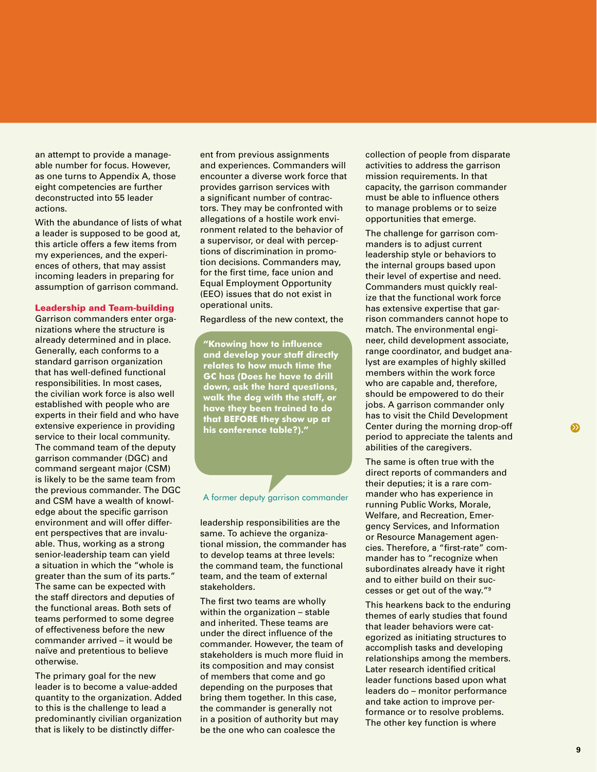an attempt to provide a manageable number for focus. However, as one turns to Appendix A, those eight competencies are further deconstructed into 55 leader actions.

With the abundance of lists of what a leader is supposed to be good at, this article offers a few items from my experiences, and the experiences of others, that may assist incoming leaders in preparing for assumption of garrison command.

### Leadership and Team-building

Garrison commanders enter organizations where the structure is already determined and in place. Generally, each conforms to a standard garrison organization that has well-defined functional responsibilities. In most cases, the civilian work force is also well established with people who are experts in their field and who have extensive experience in providing service to their local community. The command team of the deputy garrison commander (DGC) and command sergeant major (CSM) is likely to be the same team from the previous commander. The DGC and CSM have a wealth of knowledge about the specific garrison environment and will offer different perspectives that are invaluable. Thus, working as a strong senior-leadership team can yield a situation in which the "whole is greater than the sum of its parts." The same can be expected with the staff directors and deputies of the functional areas. Both sets of teams performed to some degree of effectiveness before the new commander arrived – it would be naïve and pretentious to believe otherwise.

The primary goal for the new leader is to become a value-added quantity to the organization. Added to this is the challenge to lead a predominantly civilian organization that is likely to be distinctly different from previous assignments and experiences. Commanders will encounter a diverse work force that provides garrison services with a significant number of contractors. They may be confronted with allegations of a hostile work environment related to the behavior of a supervisor, or deal with perceptions of discrimination in promotion decisions. Commanders may, for the first time, face union and Equal Employment Opportunity (EEO) issues that do not exist in operational units.

Regardless of the new context, the leadership responsibilities are the same. To achieve the organizational mission, the commander has to develop teams at three levels: the command team, the functional team, and the team of external stakeholders.

> **"Knowing how to influence and develop your staff directly relates to how much time the GC has (Does he have to drill down, ask the hard questions, walk the dog with the staff, or have they been trained to do that BEFORE they show up at his conference table?)."**
>
> A former deputy garrison commander

The first two teams are wholly within the organization – stable and inherited. These teams are under the direct influence of the commander. However, the team of stakeholders is much more fluid in its composition and may consist of members that come and go depending on the purposes that bring them together. In this case, the commander is generally not in a position of authority but may be the one who can coalesce the collection of people from disparate activities to address the garrison mission requirements. In that capacity, the garrison commander must be able to influence others to manage problems or to seize opportunities that emerge.

The challenge for garrison commanders is to adjust current leadership style or behaviors to the internal groups based upon their level of expertise and need. Commanders must quickly realize that the functional work force has extensive expertise that garrison commanders cannot hope to match. The environmental engineer, child development associate, range coordinator, and budget analyst are examples of highly skilled members within the work force who are capable and, therefore, should be empowered to do their jobs. A garrison commander only has to visit the Child Development Center during the morning drop-off period to appreciate the talents and abilities of the caregivers.

The same is often true with the direct reports of commanders and their deputies; it is a rare commander who has experience in running Public Works, Morale, Welfare, and Recreation, Emergency Services, and Information or Resource Management agencies. Therefore, a "first-rate" commander has to "recognize when subordinates already have it right and to either build on their successes or get out of the way."[9]

This hearkens back to the enduring themes of early studies that found that leader behaviors were categorized as initiating structures to accomplish tasks and developing relationships among the members. Later research identified critical leader functions based upon what leaders do – monitor performance and take action to improve performance or to resolve problems. The other key function is where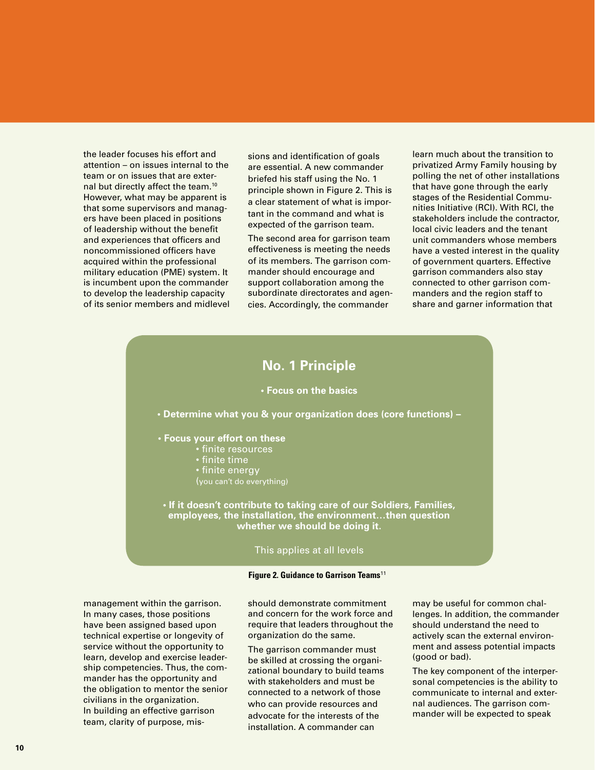the leader focuses his effort and attention – on issues internal to the team or on issues that are external but directly affect the team.[10] However, what may be apparent is that some supervisors and managers have been placed in positions of leadership without the benefit and experiences that officers and noncommissioned officers have acquired within the professional military education (PME) system. It is incumbent upon the commander to develop the leadership capacity of its senior members and midlevel management within the garrison. In many cases, those positions have been assigned based upon technical expertise or longevity of service without the opportunity to learn, develop and exercise leadership competencies. Thus, the commander has the opportunity and the obligation to mentor the senior civilians in the organization.

In building an effective garrison team, clarity of purpose, missions and identification of goals are essential. A new commander briefed his staff using the No. 1 principle shown in Figure 2. This is a clear statement of what is important in the command and what is expected of the garrison team.

The second area for garrison team effectiveness is meeting the needs of its members. The garrison commander should encourage and support collaboration among the subordinate directorates and agencies. Accordingly, the commander should demonstrate commitment and concern for the work force and require that leaders throughout the organization do the same.

The garrison commander must be skilled at crossing the organizational boundary to build teams with stakeholders and must be connected to a network of those who can provide resources and advocate for the interests of the installation. A commander can learn much about the transition to privatized Army Family housing by polling the net of other installations that have gone through the early stages of the Residential Communities Initiative (RCI). With RCI, the stakeholders include the contractor, local civic leaders and the tenant unit commanders whose members have a vested interest in the quality of government quarters. Effective garrison commanders also stay connected to other garrison commanders and the region staff to share and garner information that may be useful for common challenges. In addition, the commander should understand the need to actively scan the external environment and assess potential impacts (good or bad).

The key component of the interpersonal competencies is the ability to communicate to internal and external audiences. The garrison commander will be expected to speak

> **No. 1 Principle**
>
> - **Focus on the basics**
> - **Determine what you & your organization does (core functions) –**
> - **Focus your effort on these**
>   - finite resources
>   - finite time
>   - finite energy
>
>   (you can't do everything)
> - **If it doesn't contribute to taking care of our Soldiers, Families, employees, the installation, the environment…then question whether we should be doing it.**
>
> This applies at all levels

**Figure 2. Guidance to Garrison Teams**[11]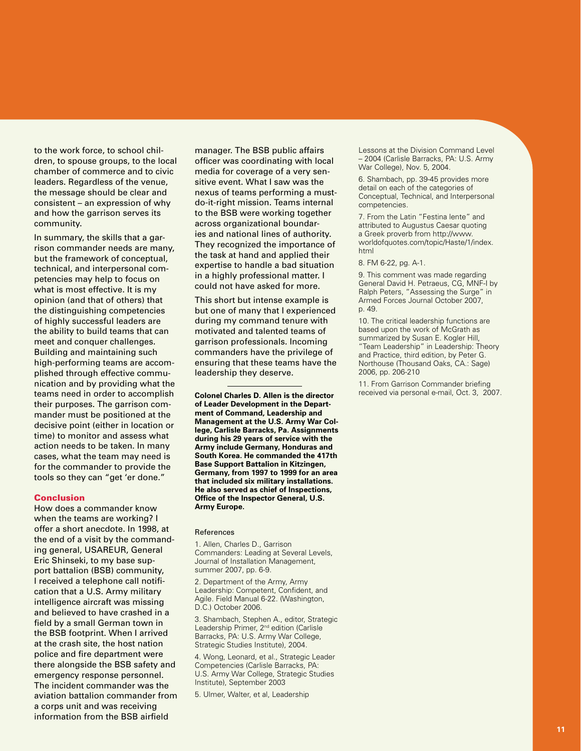to the work force, to school children, to spouse groups, to the local chamber of commerce and to civic leaders. Regardless of the venue, the message should be clear and consistent – an expression of why and how the garrison serves its community.

In summary, the skills that a garrison commander needs are many, but the framework of conceptual, technical, and interpersonal competencies may help to focus on what is most effective. It is my opinion (and that of others) that the distinguishing competencies of highly successful leaders are the ability to build teams that can meet and conquer challenges. Building and maintaining such high-performing teams are accomplished through effective communication and by providing what the teams need in order to accomplish their purposes. The garrison commander must be positioned at the decisive point (either in location or time) to monitor and assess what action needs to be taken. In many cases, what the team may need is for the commander to provide the tools so they can "get 'er done."

## Conclusion

How does a commander know when the teams are working? I offer a short anecdote. In 1998, at the end of a visit by the commanding general, USAREUR, General Eric Shinseki, to my base support battalion (BSB) community, I received a telephone call notification that a U.S. Army military intelligence aircraft was missing and believed to have crashed in a field by a small German town in the BSB footprint. When I arrived at the crash site, the host nation police and fire department were there alongside the BSB safety and emergency response personnel. The incident commander was the aviation battalion commander from a corps unit and was receiving information from the BSB airfield manager. The BSB public affairs officer was coordinating with local media for coverage of a very sensitive event. What I saw was the nexus of teams performing a must-do-it-right mission. Teams internal to the BSB were working together across organizational boundaries and national lines of authority. They recognized the importance of the task at hand and applied their expertise to handle a bad situation in a highly professional matter. I could not have asked for more.

This short but intense example is but one of many that I experienced during my command tenure with motivated and talented teams of garrison professionals. Incoming commanders have the privilege of ensuring that these teams have the leadership they deserve.

---

**Colonel Charles D. Allen is the director of Leader Development in the Department of Command, Leadership and Management at the U.S. Army War College, Carlisle Barracks, Pa. Assignments during his 29 years of service with the Army include Germany, Honduras and South Korea. He commanded the 417th Base Support Battalion in Kitzingen, Germany, from 1997 to 1999 for an area that included six military installations. He also served as chief of Inspections, Office of the Inspector General, U.S. Army Europe.**

### References

1. Allen, Charles D., Garrison Commanders: Leading at Several Levels, Journal of Installation Management, summer 2007, pp. 6-9.

2. Department of the Army, Army Leadership: Competent, Confident, and Agile. Field Manual 6-22. (Washington, D.C.) October 2006.

3. Shambach, Stephen A., editor, Strategic Leadership Primer, 2nd edition (Carlisle Barracks, PA: U.S. Army War College, Strategic Studies Institute), 2004.

4. Wong, Leonard, et al., Strategic Leader Competencies (Carlisle Barracks, PA: U.S. Army War College, Strategic Studies Institute), September 2003

5. Ulmer, Walter, et al, Leadership Lessons at the Division Command Level – 2004 (Carlisle Barracks, PA: U.S. Army War College), Nov. 5, 2004.

6. Shambach, pp. 39-45 provides more detail on each of the categories of Conceptual, Technical, and Interpersonal competencies.

7. From the Latin "Festina lente" and attributed to Augustus Caesar quoting a Greek proverb from http://www.worldofquotes.com/topic/Haste/1/index.html

8. FM 6-22, pg. A-1.

9. This comment was made regarding General David H. Petraeus, CG, MNF-I by Ralph Peters, "Assessing the Surge" in Armed Forces Journal October 2007, p. 49.

10. The critical leadership functions are based upon the work of McGrath as summarized by Susan E. Kogler Hill, "Team Leadership" in Leadership: Theory and Practice, third edition, by Peter G. Northouse (Thousand Oaks, CA.: Sage) 2006, pp. 206-210

11. From Garrison Commander briefing received via personal e-mail, Oct. 3, 2007.